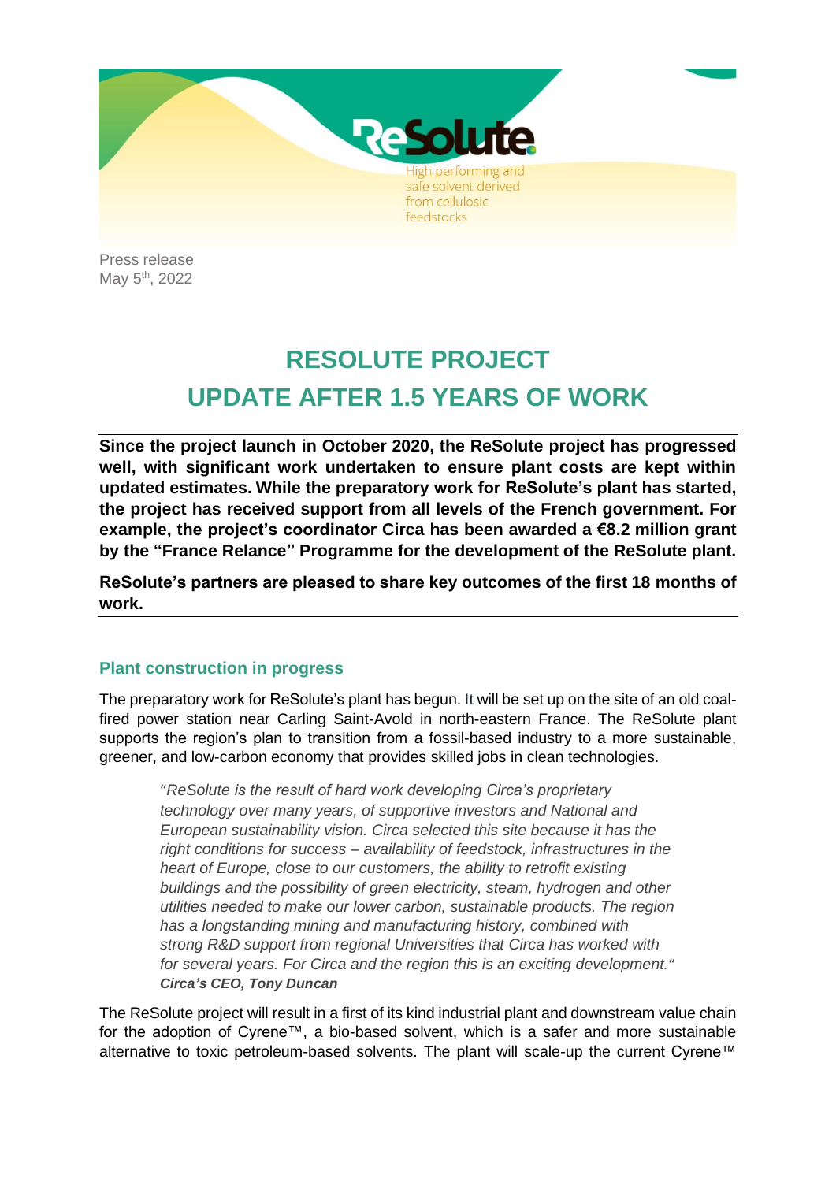ReSolute

High performing and safe solvent derived from cellulosic feedstocks

Press release
May 5th, 2022

# RESOLUTE PROJECT
# UPDATE AFTER 1.5 YEARS OF WORK

**Since the project launch in October 2020, the ReSolute project has progressed well, with significant work undertaken to ensure plant costs are kept within updated estimates. While the preparatory work for ReSolute's plant has started, the project has received support from all levels of the French government. For example, the project's coordinator Circa has been awarded a €8.2 million grant by the "France Relance" Programme for the development of the ReSolute plant.**

**ReSolute's partners are pleased to share key outcomes of the first 18 months of work.**

## Plant construction in progress

The preparatory work for ReSolute's plant has begun. It will be set up on the site of an old coal-fired power station near Carling Saint-Avold in north-eastern France. The ReSolute plant supports the region's plan to transition from a fossil-based industry to a more sustainable, greener, and low-carbon economy that provides skilled jobs in clean technologies.

> *"ReSolute is the result of hard work developing Circa's proprietary technology over many years, of supportive investors and National and European sustainability vision. Circa selected this site because it has the right conditions for success – availability of feedstock, infrastructures in the heart of Europe, close to our customers, the ability to retrofit existing buildings and the possibility of green electricity, steam, hydrogen and other utilities needed to make our lower carbon, sustainable products. The region has a longstanding mining and manufacturing history, combined with strong R&D support from regional Universities that Circa has worked with for several years. For Circa and the region this is an exciting development."*
> ***Circa's CEO, Tony Duncan***

The ReSolute project will result in a first of its kind industrial plant and downstream value chain for the adoption of Cyrene™, a bio-based solvent, which is a safer and more sustainable alternative to toxic petroleum-based solvents. The plant will scale-up the current Cyrene™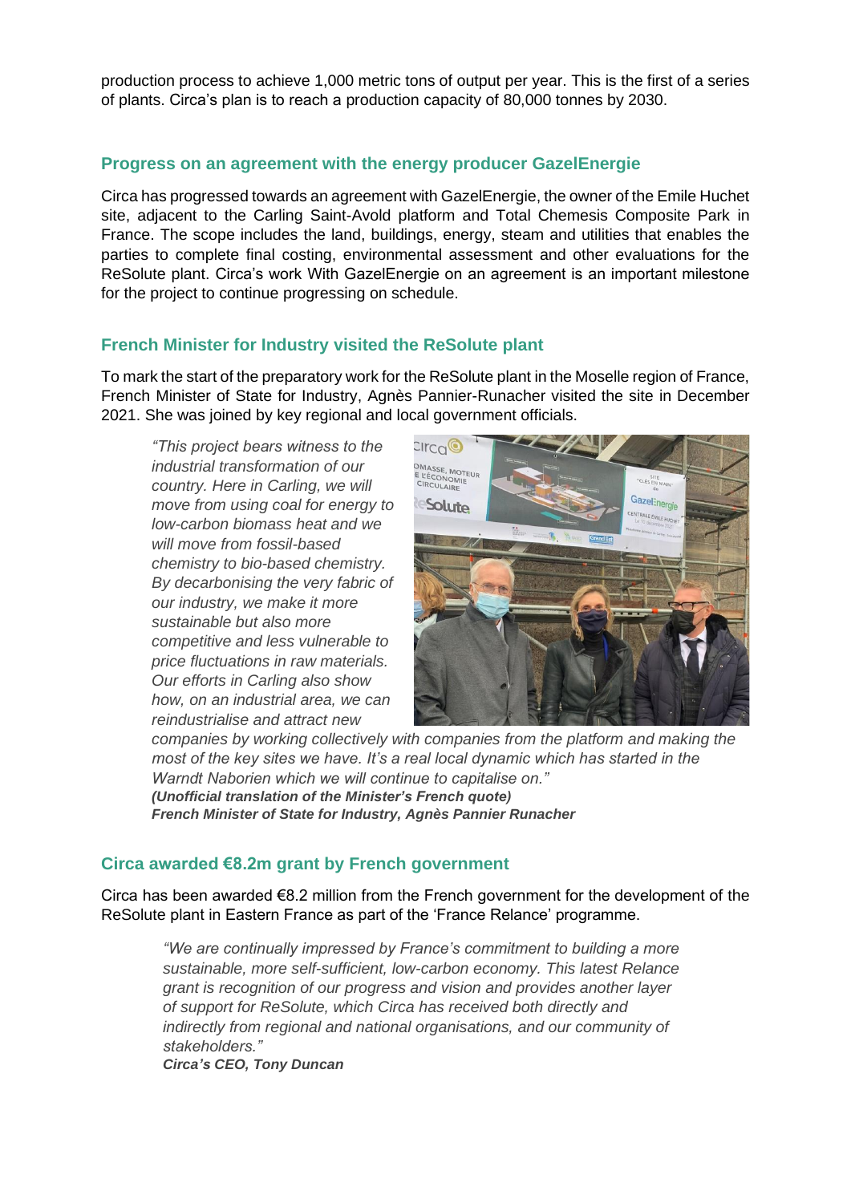production process to achieve 1,000 metric tons of output per year. This is the first of a series of plants. Circa's plan is to reach a production capacity of 80,000 tonnes by 2030.

## Progress on an agreement with the energy producer GazelEnergie

Circa has progressed towards an agreement with GazelEnergie, the owner of the Emile Huchet site, adjacent to the Carling Saint-Avold platform and Total Chemesis Composite Park in France. The scope includes the land, buildings, energy, steam and utilities that enables the parties to complete final costing, environmental assessment and other evaluations for the ReSolute plant. Circa's work With GazelEnergie on an agreement is an important milestone for the project to continue progressing on schedule.

## French Minister for Industry visited the ReSolute plant

To mark the start of the preparatory work for the ReSolute plant in the Moselle region of France, French Minister of State for Industry, Agnès Pannier-Runacher visited the site in December 2021. She was joined by key regional and local government officials.

> *"This project bears witness to the industrial transformation of our country. Here in Carling, we will move from using coal for energy to low-carbon biomass heat and we will move from fossil-based chemistry to bio-based chemistry. By decarbonising the very fabric of our industry, we make it more sustainable but also more competitive and less vulnerable to price fluctuations in raw materials. Our efforts in Carling also show how, on an industrial area, we can reindustrialise and attract new companies by working collectively with companies from the platform and making the most of the key sites we have. It's a real local dynamic which has started in the Warndt Naborien which we will continue to capitalise on."*
> ***(Unofficial translation of the Minister's French quote)***
> ***French Minister of State for Industry, Agnès Pannier Runacher***

## Circa awarded €8.2m grant by French government

Circa has been awarded €8.2 million from the French government for the development of the ReSolute plant in Eastern France as part of the 'France Relance' programme.

> *"We are continually impressed by France's commitment to building a more sustainable, more self-sufficient, low-carbon economy. This latest Relance grant is recognition of our progress and vision and provides another layer of support for ReSolute, which Circa has received both directly and indirectly from regional and national organisations, and our community of stakeholders."*
> ***Circa's CEO, Tony Duncan***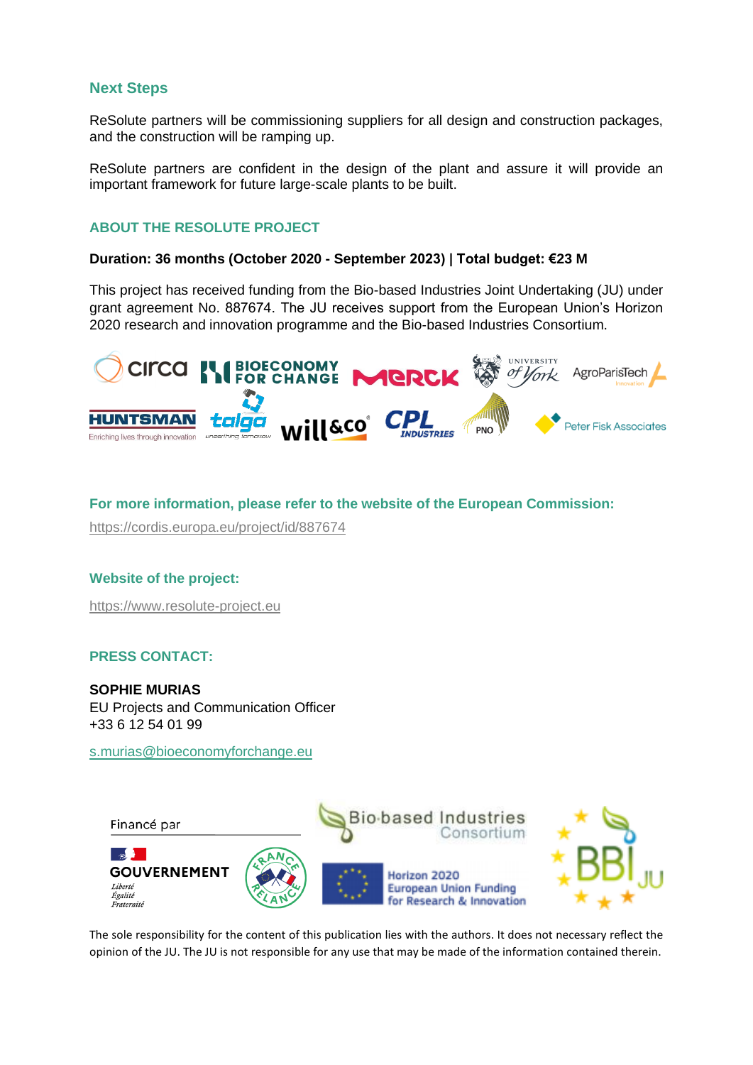## Next Steps

ReSolute partners will be commissioning suppliers for all design and construction packages, and the construction will be ramping up.

ReSolute partners are confident in the design of the plant and assure it will provide an important framework for future large-scale plants to be built.

## ABOUT THE RESOLUTE PROJECT

**Duration: 36 months (October 2020 - September 2023) | Total budget: €23 M**

This project has received funding from the Bio-based Industries Joint Undertaking (JU) under grant agreement No. 887674. The JU receives support from the European Union's Horizon 2020 research and innovation programme and the Bio-based Industries Consortium.

### For more information, please refer to the website of the European Commission:

https://cordis.europa.eu/project/id/887674

### Website of the project:

https://www.resolute-project.eu

### PRESS CONTACT:

**SOPHIE MURIAS**
EU Projects and Communication Officer
+33 6 12 54 01 99

s.murias@bioeconomyforchange.eu

The sole responsibility for the content of this publication lies with the authors. It does not necessary reflect the opinion of the JU. The JU is not responsible for any use that may be made of the information contained therein.